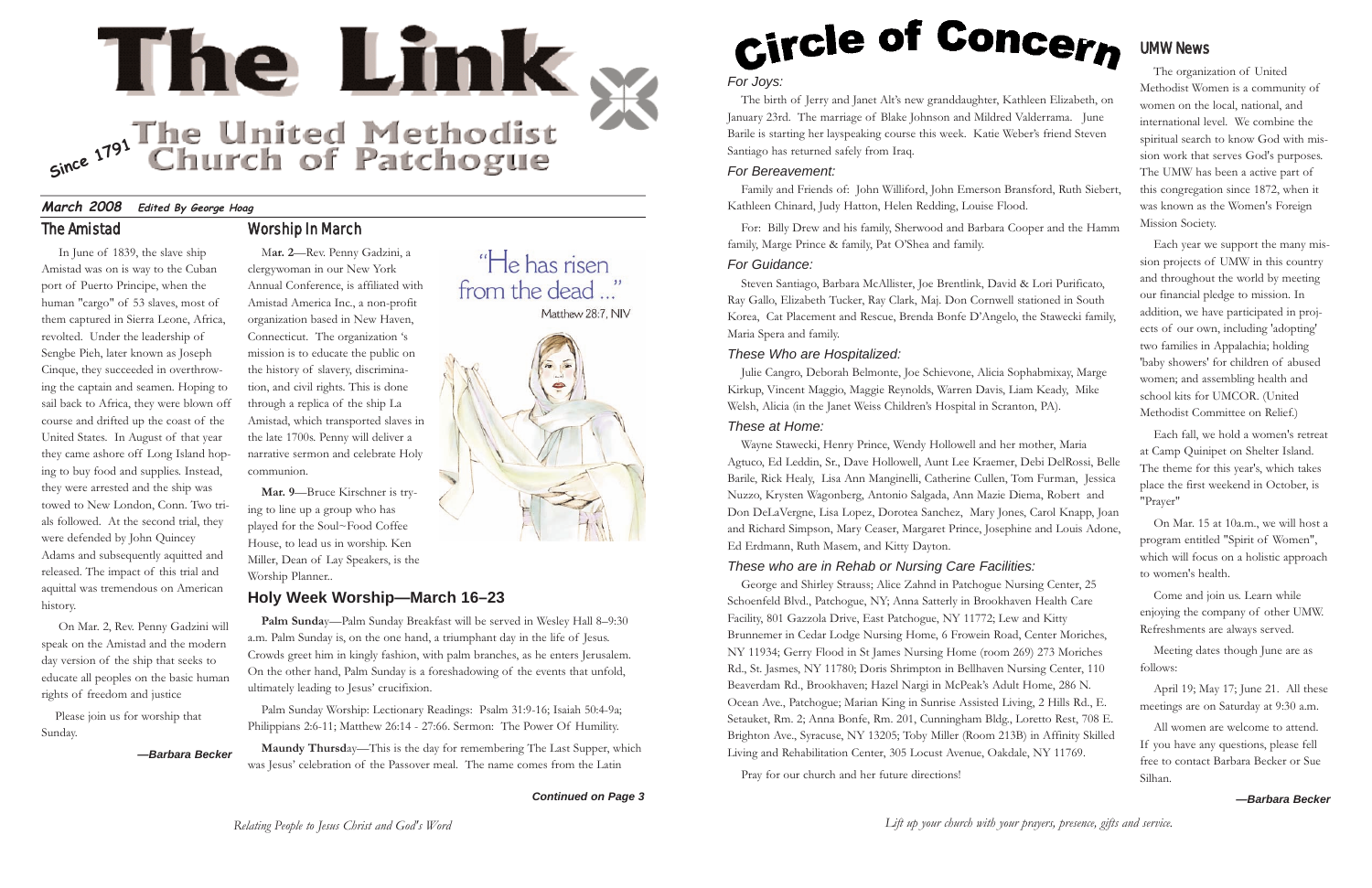# The Link

## The United Methodist Church of Patchogue

*Since 1791*

***March 2008*** ***Edited By George Hoag***

## The Amistad

In June of 1839, the slave ship Amistad was on is way to the Cuban port of Puerto Principe, when the human "cargo" of 53 slaves, most of them captured in Sierra Leone, Africa, revolted. Under the leadership of Sengbe Pieh, later known as Joseph Cinque, they succeeded in overthrowing the captain and seamen. Hoping to sail back to Africa, they were blown off course and drifted up the coast of the United States. In August of that year they came ashore off Long Island hoping to buy food and supplies. Instead, they were arrested and the ship was towed to New London, Conn. Two trials followed. At the second trial, they were defended by John Quincey Adams and subsequently acquitted and released. The impact of this trial and acquittal was tremendous on American history.

On Mar. 2, Rev. Penny Gadzini will speak on the Amistad and the modern day version of the ship that seeks to educate all peoples on the basic human rights of freedom and justice

Please join us for worship that Sunday.

***—Barbara Becker***

## Worship In March

M**ar. 2**—Rev. Penny Gadzini, a clergywoman in our New York Annual Conference, is affiliated with Amistad America Inc., a non-profit organization based in New Haven, Connecticut. The organization 's mission is to educate the public on the history of slavery, discrimination, and civil rights. This is done through a replica of the ship La Amistad, which transported slaves in the late 1700s. Penny will deliver a narrative sermon and celebrate Holy communion.

**Mar. 9**—Bruce Kirschner is trying to line up a group who has played for the Soul~Food Coffee House, to lead us in worship. Ken Miller, Dean of Lay Speakers, is the Worship Planner..

"He has risen from the dead ..."
Matthew 28:7, NIV

## Holy Week Worship—March 16–23

**Palm Sunda**y—Palm Sunday Breakfast will be served in Wesley Hall 8–9:30 a.m. Palm Sunday is, on the one hand, a triumphant day in the life of Jesus. Crowds greet him in kingly fashion, with palm branches, as he enters Jerusalem. On the other hand, Palm Sunday is a foreshadowing of the events that unfold, ultimately leading to Jesus' crucifixion.

Palm Sunday Worship: Lectionary Readings: Psalm 31:9-16; Isaiah 50:4-9a; Philippians 2:6-11; Matthew 26:14 - 27:66. Sermon: The Power Of Humility.

**Maundy Thursd**ay—This is the day for remembering The Last Supper, which was Jesus' celebration of the Passover meal. The name comes from the Latin

***Continued on Page 3***

*Relating People to Jesus Christ and God's Word*

# Circle of Concern

### *For Joys:*

The birth of Jerry and Janet Alt's new granddaughter, Kathleen Elizabeth, on January 23rd. The marriage of Blake Johnson and Mildred Valderrama. June Barile is starting her layspeaking course this week. Katie Weber's friend Steven Santiago has returned safely from Iraq.

### *For Bereavement:*

Family and Friends of: John Williford, John Emerson Bransford, Ruth Siebert, Kathleen Chinard, Judy Hatton, Helen Redding, Louise Flood.

For: Billy Drew and his family, Sherwood and Barbara Cooper and the Hamm family, Marge Prince & family, Pat O'Shea and family.

### *For Guidance:*

Steven Santiago, Barbara McAllister, Joe Brentlink, David & Lori Purificato, Ray Gallo, Elizabeth Tucker, Ray Clark, Maj. Don Cornwell stationed in South Korea, Cat Placement and Rescue, Brenda Bonfe D'Angelo, the Stawecki family, Maria Spera and family.

### *These Who are Hospitalized:*

Julie Cangro, Deborah Belmonte, Joe Schievone, Alicia Sophabmixay, Marge Kirkup, Vincent Maggio, Maggie Reynolds, Warren Davis, Liam Keady, Mike Welsh, Alicia (in the Janet Weiss Children's Hospital in Scranton, PA).

### *These at Home:*

Wayne Stawecki, Henry Prince, Wendy Hollowell and her mother, Maria Agtuco, Ed Leddin, Sr., Dave Hollowell, Aunt Lee Kraemer, Debi DelRossi, Belle Barile, Rick Healy, Lisa Ann Manginelli, Catherine Cullen, Tom Furman, Jessica Nuzzo, Krysten Wagonberg, Antonio Salgada, Ann Mazie Diema, Robert and Don DeLaVergne, Lisa Lopez, Dorotea Sanchez, Mary Jones, Carol Knapp, Joan and Richard Simpson, Mary Ceaser, Margaret Prince, Josephine and Louis Adone, Ed Erdmann, Ruth Masem, and Kitty Dayton.

### *These who are in Rehab or Nursing Care Facilities:*

George and Shirley Strauss; Alice Zahnd in Patchogue Nursing Center, 25 Schoenfeld Blvd., Patchogue, NY; Anna Satterly in Brookhaven Health Care Facility, 801 Gazzola Drive, East Patchogue, NY 11772; Lew and Kitty Brunnemer in Cedar Lodge Nursing Home, 6 Frowein Road, Center Moriches, NY 11934; Gerry Flood in St James Nursing Home (room 269) 273 Moriches Rd., St. Jasmes, NY 11780; Doris Shrimpton in Bellhaven Nursing Center, 110 Beaverdam Rd., Brookhaven; Hazel Nargi in McPeak's Adult Home, 286 N. Ocean Ave., Patchogue; Marian King in Sunrise Assisted Living, 2 Hills Rd., E. Setauket, Rm. 2; Anna Bonfe, Rm. 201, Cunningham Bldg., Loretto Rest, 708 E. Brighton Ave., Syracuse, NY 13205; Toby Miller (Room 213B) in Affinity Skilled Living and Rehabilitation Center, 305 Locust Avenue, Oakdale, NY 11769.

Pray for our church and her future directions!

## UMW News

The organization of United Methodist Women is a community of women on the local, national, and international level. We combine the spiritual search to know God with mission work that serves God's purposes. The UMW has been a active part of this congregation since 1872, when it was known as the Women's Foreign Mission Society.

Each year we support the many mission projects of UMW in this country and throughout the world by meeting our financial pledge to mission. In addition, we have participated in projects of our own, including 'adopting' two families in Appalachia; holding 'baby showers' for children of abused women; and assembling health and school kits for UMCOR. (United Methodist Committee on Relief.)

Each fall, we hold a women's retreat at Camp Quinipet on Shelter Island. The theme for this year's, which takes place the first weekend in October, is "Prayer"

On Mar. 15 at 10a.m., we will host a program entitled "Spirit of Women", which will focus on a holistic approach to women's health.

Come and join us. Learn while enjoying the company of other UMW. Refreshments are always served.

Meeting dates though June are as follows:

April 19; May 17; June 21. All these meetings are on Saturday at 9:30 a.m.

All women are welcome to attend. If you have any questions, please fell free to contact Barbara Becker or Sue Silhan.

***—Barbara Becker***

*Lift up your church with your prayers, presence, gifts and service.*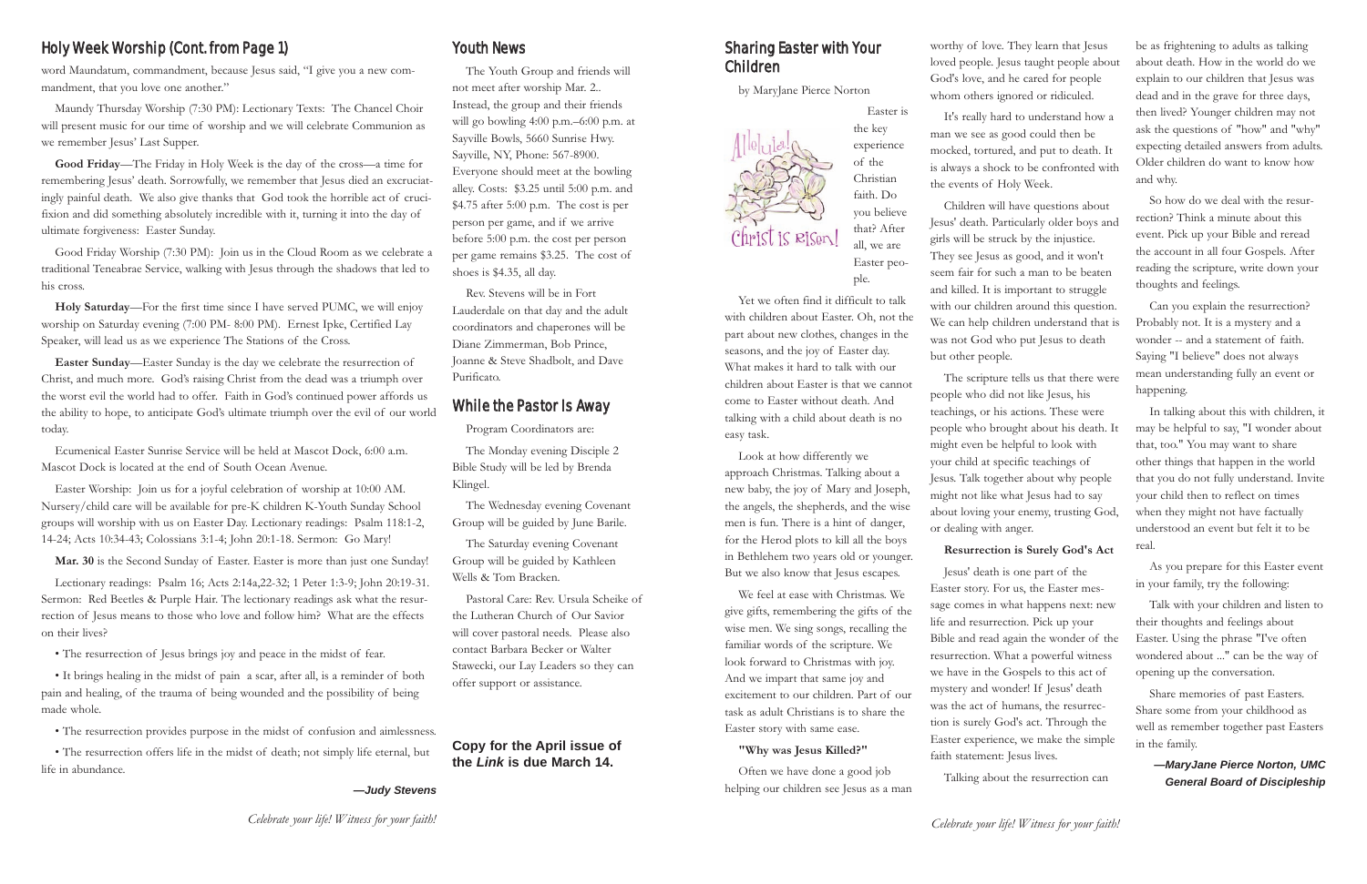## Holy Week Worship (Cont. from Page 1)

word Maundatum, commandment, because Jesus said, "I give you a new commandment, that you love one another."

Maundy Thursday Worship (7:30 PM): Lectionary Texts: The Chancel Choir will present music for our time of worship and we will celebrate Communion as we remember Jesus' Last Supper.

**Good Friday**—The Friday in Holy Week is the day of the cross—a time for remembering Jesus' death. Sorrowfully, we remember that Jesus died an excruciatingly painful death. We also give thanks that God took the horrible act of crucifixion and did something absolutely incredible with it, turning it into the day of ultimate forgiveness: Easter Sunday.

Good Friday Worship (7:30 PM): Join us in the Cloud Room as we celebrate a traditional Teneabrae Service, walking with Jesus through the shadows that led to his cross.

**Holy Saturday**—For the first time since I have served PUMC, we will enjoy worship on Saturday evening (7:00 PM- 8:00 PM). Ernest Ipke, Certified Lay Speaker, will lead us as we experience The Stations of the Cross.

**Easter Sunday**—Easter Sunday is the day we celebrate the resurrection of Christ, and much more. God's raising Christ from the dead was a triumph over the worst evil the world had to offer. Faith in God's continued power affords us the ability to hope, to anticipate God's ultimate triumph over the evil of our world today.

Ecumenical Easter Sunrise Service will be held at Mascot Dock, 6:00 a.m. Mascot Dock is located at the end of South Ocean Avenue.

Easter Worship: Join us for a joyful celebration of worship at 10:00 AM. Nursery/child care will be available for pre-K children K-Youth Sunday School groups will worship with us on Easter Day. Lectionary readings: Psalm 118:1-2, 14-24; Acts 10:34-43; Colossians 3:1-4; John 20:1-18. Sermon: Go Mary!

**Mar. 30** is the Second Sunday of Easter. Easter is more than just one Sunday!

Lectionary readings: Psalm 16; Acts 2:14a,22-32; 1 Peter 1:3-9; John 20:19-31. Sermon: Red Beetles & Purple Hair. The lectionary readings ask what the resurrection of Jesus means to those who love and follow him? What are the effects on their lives?

- The resurrection of Jesus brings joy and peace in the midst of fear.
- It brings healing in the midst of pain a scar, after all, is a reminder of both pain and healing, of the trauma of being wounded and the possibility of being made whole.
- The resurrection provides purpose in the midst of confusion and aimlessness.
- The resurrection offers life in the midst of death; not simply life eternal, but life in abundance.

***—Judy Stevens***

## Youth News

The Youth Group and friends will not meet after worship Mar. 2.. Instead, the group and their friends will go bowling 4:00 p.m.–6:00 p.m. at Sayville Bowls, 5660 Sunrise Hwy. Sayville, NY, Phone: 567-8900. Everyone should meet at the bowling alley. Costs: $3.25 until 5:00 p.m. and $4.75 after 5:00 p.m. The cost is per person per game, and if we arrive before 5:00 p.m. the cost per person per game remains $3.25. The cost of shoes is $4.35, all day.

Rev. Stevens will be in Fort Lauderdale on that day and the adult coordinators and chaperones will be Diane Zimmerman, Bob Prince, Joanne & Steve Shadbolt, and Dave Purificato.

## While the Pastor Is Away

Program Coordinators are:

The Monday evening Disciple 2 Bible Study will be led by Brenda Klingel.

The Wednesday evening Covenant Group will be guided by June Barile.

The Saturday evening Covenant Group will be guided by Kathleen Wells & Tom Bracken.

Pastoral Care: Rev. Ursula Scheike of the Lutheran Church of Our Savior will cover pastoral needs. Please also contact Barbara Becker or Walter Stawecki, our Lay Leaders so they can offer support or assistance.

**Copy for the April issue of the *Link* is due March 14.**

*Celebrate your life! Witness for your faith!*

## Sharing Easter with Your Children

by MaryJane Pierce Norton

Alleluia! Christ is Risen!

Easter is the key experience of the Christian faith. Do you believe that? After all, we are Easter people.

Yet we often find it difficult to talk with children about Easter. Oh, not the part about new clothes, changes in the seasons, and the joy of Easter day. What makes it hard to talk with our children about Easter is that we cannot come to Easter without death. And talking with a child about death is no easy task.

Look at how differently we approach Christmas. Talking about a new baby, the joy of Mary and Joseph, the angels, the shepherds, and the wise men is fun. There is a hint of danger, for the Herod plots to kill all the boys in Bethlehem two years old or younger. But we also know that Jesus escapes.

We feel at ease with Christmas. We give gifts, remembering the gifts of the wise men. We sing songs, recalling the familiar words of the scripture. We look forward to Christmas with joy. And we impart that same joy and excitement to our children. Part of our task as adult Christians is to share the Easter story with same ease.

**"Why was Jesus Killed?"**

Often we have done a good job helping our children see Jesus as a man worthy of love. They learn that Jesus loved people. Jesus taught people about God's love, and he cared for people whom others ignored or ridiculed.

It's really hard to understand how a man we see as good could then be mocked, tortured, and put to death. It is always a shock to be confronted with the events of Holy Week.

Children will have questions about Jesus' death. Particularly older boys and girls will be struck by the injustice. They see Jesus as good, and it won't seem fair for such a man to be beaten and killed. It is important to struggle with our children around this question. We can help children understand that is was not God who put Jesus to death but other people.

The scripture tells us that there were people who did not like Jesus, his teachings, or his actions. These were people who brought about his death. It might even be helpful to look with your child at specific teachings of Jesus. Talk together about why people might not like what Jesus had to say about loving your enemy, trusting God, or dealing with anger.

**Resurrection is Surely God's Act**

Jesus' death is one part of the Easter story. For us, the Easter message comes in what happens next: new life and resurrection. Pick up your Bible and read again the wonder of the resurrection. What a powerful witness we have in the Gospels to this act of mystery and wonder! If Jesus' death was the act of humans, the resurrection is surely God's act. Through the Easter experience, we make the simple faith statement: Jesus lives.

Talking about the resurrection can be as frightening to adults as talking about death. How in the world do we explain to our children that Jesus was dead and in the grave for three days, then lived? Younger children may not ask the questions of "how" and "why" expecting detailed answers from adults. Older children do want to know how and why.

So how do we deal with the resurrection? Think a minute about this event. Pick up your Bible and reread the account in all four Gospels. After reading the scripture, write down your thoughts and feelings.

Can you explain the resurrection? Probably not. It is a mystery and a wonder -- and a statement of faith. Saying "I believe" does not always mean understanding fully an event or happening.

In talking about this with children, it may be helpful to say, "I wonder about that, too." You may want to share other things that happen in the world that you do not fully understand. Invite your child then to reflect on times when they might not have factually understood an event but felt it to be real.

As you prepare for this Easter event in your family, try the following:

Talk with your children and listen to their thoughts and feelings about Easter. Using the phrase "I've often wondered about ..." can be the way of opening up the conversation.

Share memories of past Easters. Share some from your childhood as well as remember together past Easters in the family.

***—MaryJane Pierce Norton, UMC General Board of Discipleship***

*Celebrate your life! Witness for your faith!*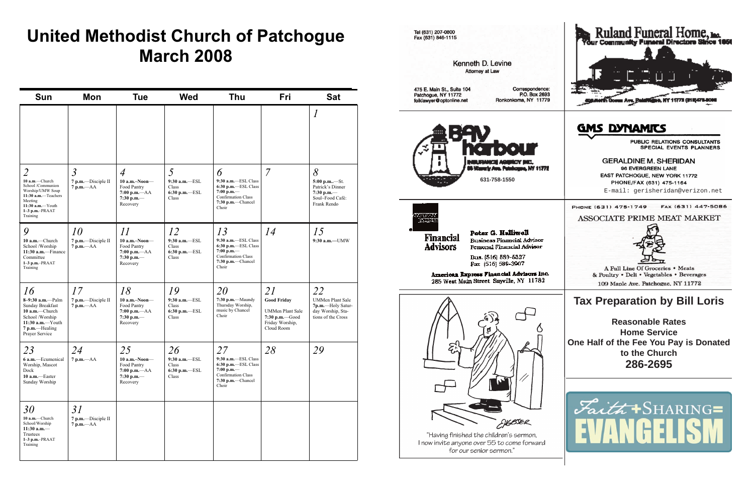# United Methodist Church of Patchogue
# March 2008

| Sun | Mon | Tue | Wed | Thu | Fri | Sat |
|---|---|---|---|---|---|---|
| | | | | | | *1* |
| *2* **10 a.m.**—Church School /Communion Worship/UMW Soup **11:30 a.m.**—Teachers Meeting **11:30 a.m.**—Youth **1–3 p.m.**–PRAAT Training | *3* **7 p.m.**—Disciple II **7 p.m.**—AA | *4* **10 a.m.–Noon**—Food Pantry **7:00 p.m.**—AA **7:30 p.m.**—Recovery | *5* **9:30 a.m.**—ESL Class **6:30 p.m.**—ESL Class | *6* **9:30 a.m.**—ESL Class **6:30 p.m.**—ESL Class **7:00 p.m.**—Confirmation Class **7:30 p.m.**—Chancel Choir | *7* | *8* **5:00 p.m.**—St. Patrick's Dinner **7:30 p.m.**—Soul–Food Café: Frank Rendo |
| *9* **10 a.m.**—Church School /Worship **11:30 a.m.**—Finance Committee **1–3 p.m.**–PRAAT Training | *10* **7 p.m.**—Disciple II **7 p.m.**—AA | *11* **10 a.m.–Noon**—Food Pantry **7:00 p.m.**—AA **7:30 p.m.**—Recovery | *12* **9:30 a.m.**—ESL Class **6:30 p.m.**—ESL Class | *13* **9:30 a.m.**—ESL Class **6:30 p.m.**—ESL Class **7:00 p.m.**—Confirmation Class **7:30 p.m.**—Chancel Choir | *14* | *15* **9:30 a.m.**—UMW |
| *16* **8–9:30 a.m.**—Palm Sunday Breakfast **10 a.m.**—Church School /Worship **11:30 a.m.**—Youth **7 p.m.**—Healing Prayer Service | *17* **7 p.m.**—Disciple II **7 p.m.**—AA | *18* **10 a.m.–Noon**—Food Pantry **7:00 p.m.**—AA **7:30 p.m.**—Recovery | *19* **9:30 a.m.**—ESL Class **6:30 p.m.**—ESL Class | *20* **7:30 p.m.**—Maundy Thursday Worship, music by Chancel Choir | *21* **Good Friday** UMMen Plant Sale **7:30 p.m.**—Good Friday Worship, Cloud Room | *22* UMMen Plant Sale **7p.m.**—Holy Saturday Worship, Stations of the Cross |
| *23* **6 a.m.**—Ecumenical Worship, Mascot Dock **10 a.m.**—Easter Sunday Worship | *24* **7 p.m.**—AA | *25* **10 a.m.–Noon**—Food Pantry **7:00 p.m.**—AA **7:30 p.m.**—Recovery | *26* **9:30 a.m.**—ESL Class **6:30 p.m.**—ESL Class | *27* **9:30 a.m.**—ESL Class **6:30 p.m.**—ESL Class **7:00 p.m.**—Confirmation Class **7:30 p.m.**—Chancel Choir | *28* | *29* |
| *30* **10 a.m.**—Church School/Worship **11:30 a.m.**—Trustees **1–3 p.m.**–PRAAT Training | *31* **7 p.m.**—Disciple II **7 p.m.**—AA | | | | | |

Tel (631) 207-0800
Fax (631) 846-1115

Kenneth D. Levine
Attorney at Law

475 E. Main St., Suite 104
Patchogue, NY 11772
folklawyer@optonline.net

Correspondence:
P.O. Box 2693
Ronkonkoma, NY 11779

**Ruland Funeral Home, Inc.**
Your Community Funeral Directors Since 1850

Bay harbour
INSURANCE AGENCY INC.
55 Waverly Ave. Patchogue, NY 11772
631-758-1550

**GMS DYNAMICS**
PUBLIC RELATIONS CONSULTANTS
SPECIAL EVENTS PLANNERS

GERALDINE M. SHERIDAN
96 EVERGREEN LANE
EAST PATCHOGUE, NEW YORK 11772
PHONE/FAX (631) 475-1164
E-mail: gerisheridan@verizon.net

AMERICAN EXPRESS
Financial Advisors

Peter G. Halliwell
Business Financial Advisor
Personal Financial Advisor
Bus. (516) 589-5327
Fax (516) 589-3907

American Express Financial Advisors Inc.
285 West Main Street Sayville, NY 11782

PHONE (631) 475-1749   FAX (631) 447-5086

ASSOCIATE PRIME MEAT MARKET

A Full Line Of Groceries • Meats
& Poultry • Deli • Vegetables • Beverages
109 Maple Ave. Patchogue, NY 11772

"Having finished the children's sermon, I now invite anyone over 55 to come forward for our senior sermon."

## Tax Preparation by Bill Loris

**Reasonable Rates**
**Home Service**
**One Half of the Fee You Pay is Donated to the Church**
**286-2695**

Faith + SHARING = EVANGELISM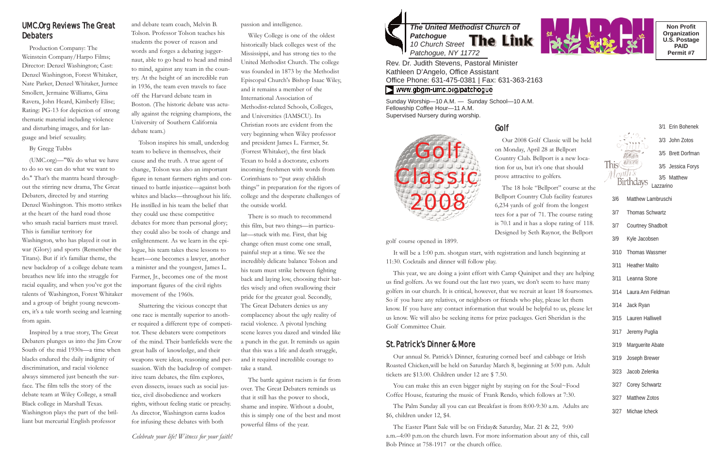## UMC.Org Reviews The Great Debaters

Production Company: The Weinstein Company/Harpo Films; Director: Denzel Washington; Cast: Denzel Washington, Forest Whitaker, Nate Parker, Denzel Whitaker, Jurnee Smollett, Jermaine Williams, Gina Ravera, John Heard, Kimberly Elise; Rating: PG-13 for depiction of strong thematic material including violence and disturbing images, and for language and brief sexuality.

By Gregg Tubbs

(UMC.org)—"We do what we have to do so we can do what we want to do." That's the mantra heard throughout the stirring new drama, The Great Debaters, directed by and starring Denzel Washington. This motto strikes at the heart of the hard road those who smash racial barriers must travel. This is familiar territory for Washington, who has played it out in war (Glory) and sports (Remember the Titans). But if it's familiar theme, the new backdrop of a college debate team breathes new life into the struggle for racial equality, and when you've got the talents of Washington, Forest Whitaker and a group of bright young newcomers, it's a tale worth seeing and learning from again.

Inspired by a true story, The Great Debaters plunges us into the Jim Crow South of the mid 1930s—a time when blacks endured the daily indignity of discrimination, and racial violence always simmered just beneath the surface. The film tells the story of the debate team at Wiley College, a small Black college in Marshall Texas. Washington plays the part of the brilliant but mercurial English professor and debate team coach, Melvin B. Tolson. Professor Tolson teaches his students the power of reason and words and forges a debating juggernaut, able to go head to head and mind to mind, against any team in the country. At the height of an incredible run in 1936, the team even travels to face off the Harvard debate team in Boston. (The historic debate was actually against the reigning champions, the University of Southern California debate team.)

Tolson inspires his small, underdog team to believe in themselves, their cause and the truth. A true agent of change, Tolson was also an important figure in tenant farmers rights and continued to battle injustice—against both whites and blacks—throughout his life. He instilled in his team the belief that they could use these competitive debates for more than personal glory; they could also be tools of change and enlightenment. As we learn in the epilogue, his team takes these lessons to heart—one becomes a lawyer, another a minister and the youngest, James L. Farmer, Jr., becomes one of the most important figures of the civil rights movement of the 1960s.

Shattering the vicious concept that one race is mentally superior to another required a different type of competitor. These debaters were competitors of the mind. Their battlefields were the great halls of knowledge, and their weapons were ideas, reasoning and persuasion. With the backdrop of competitive team debates, the film explores, even dissects, issues such as social justice, civil disobedience and workers rights, without feeling static or preachy. As director, Washington earns kudos for infusing these debates with both passion and intelligence.

Wiley College is one of the oldest historically black colleges west of the Mississippi, and has strong ties to the United Methodist Church. The college was founded in 1873 by the Methodist Episcopal Church's Bishop Isaac Wiley, and it remains a member of the International Association of Methodist-related Schools, Colleges, and Universities (IAMSCU). Its Christian roots are evident from the very beginning when Wiley professor and president James L. Farmer, Sr. (Forrest Whitaker), the first black Texan to hold a doctorate, exhorts incoming freshmen with words from Corinthians to "put away childish things" in preparation for the rigors of college and the desperate challenges of the outside world.

There is so much to recommend this film, but two things—in particular—stuck with me. First, that big change often must come one small, painful step at a time. We see the incredibly delicate balance Tolson and his team must strike between fighting back and laying low, choosing their battles wisely and often swallowing their pride for the greater goal. Secondly, The Great Debaters denies us any complacency about the ugly reality of racial violence. A pivotal lynching scene leaves you dazed and winded like a punch in the gut. It reminds us again that this was a life and death struggle, and it required incredible courage to take a stand.

The battle against racism is far from over. The Great Debaters reminds us that it still has the power to shock, shame and inspire. Without a doubt, this is simply one of the best and most powerful films of the year.

*Celebrate your life! Witness for your faith!*

# The United Methodist Church of Patchogue — The Link — MARCH

*10 Church Street*
*Patchogue, NY 11772*

Non Profit Organization U.S. Postage PAID Permit #7

Rev. Dr. Judith Stevens, Pastoral Minister
Kathleen D'Angelo, Office Assistant
Office Phone: 631-475-0381 | Fax: 631-363-2163
www.gbgm-umc.org/patchogue

Sunday Worship—10 A.M. — Sunday School—10 A.M.
Fellowship Coffee Hour—11 A.M.
Supervised Nursery during worship.

## Golf

Golf Classic 2008

Our 2008 Golf Classic will be held on Monday, April 28 at Bellport Country Club. Bellport is a new location for us, but it's one that should prove attractive to golfers.

The 18 hole "Bellport" course at the Bellport Country Club facility features 6,234 yards of golf from the longest tees for a par of 71. The course rating is 70.1 and it has a slope rating of 118. Designed by Seth Raynor, the Bellport golf course opened in 1899.

It will be a 1:00 p.m. shotgun start, with registration and lunch beginning at 11:30. Cocktails and dinner will follow play.

This year, we are doing a joint effort with Camp Quinipet and they are helping us find golfers. As we found out the last two years, we don't seem to have many golfers in our church. It is critical, however, that we recruit at least 18 foursomes. So if you have any relatives, or neighbors or friends who play, please let them know. If you have any contact information that would be helpful to us, please let us know. We will also be seeking items for prize packages. Geri Sheridan is the Golf Committee Chair.

## St. Patrick's Dinner & More

Our annual St. Patrick's Dinner, featuring corned beef and cabbage or Irish Roasted Chicken,will be held on Saturday March 8, beginning at 5:00 p.m. Adult tickets are $13.00. Children under 12 are $ 7.50.

You can make this an even bigger night by staying on for the Soul~Food Coffee House, featuring the music of Frank Rendo, which follows at 7:30.

The Palm Sunday all you can eat Breakfast is from 8:00-9:30 a.m. Adults are $6, children under 12, $4.

The Easter Plant Sale will be on Friday& Saturday, Mar. 21 & 22, 9:00 a.m.–4:00 p.m.on the church lawn. For more information about any of this, call Bob Prince at 758-1917 or the church office.

## This Month's Birthdays

3/1 Erin Bohenek
3/3 John Zotos
3/5 Brett Dorfman
3/5 Jessica Forys
3/5 Matthew Lazzarino
3/6 Matthew Lambruschi
3/7 Thomas Schwartz
3/7 Courtney Shadbolt
3/9 Kyle Jacobsen
3/10 Thomas Wassmer
3/11 Heather Malito
3/11 Leanna Stone
3/14 Laura Ann Feldman
3/14 Jack Ryan
3/15 Lauren Halliwell
3/17 Jeremy Puglia
3/19 Marguerite Abate
3/19 Joseph Brewer
3/23 Jacob Zelenka
3/27 Corey Schwartz
3/27 Matthew Zotos
3/27 Michae Icheck